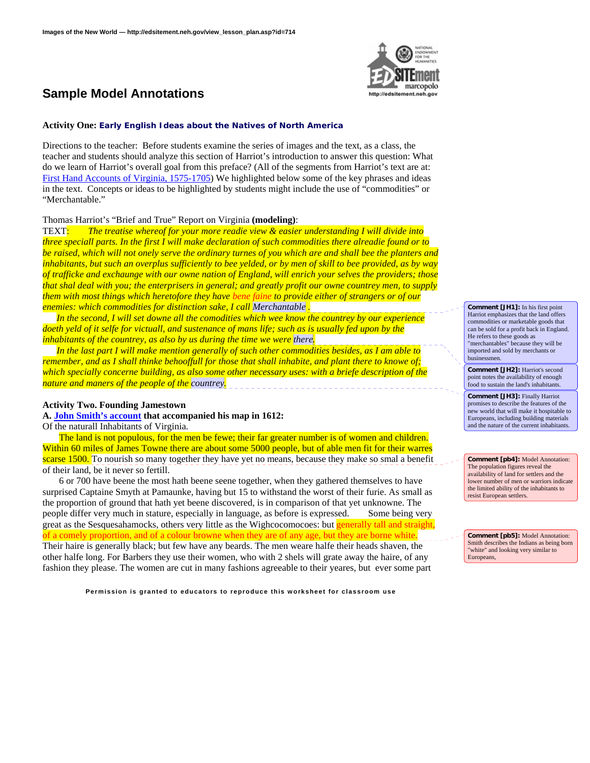# Sample Model Annotations

### Activity One: Early English Ideas about the Natives of North America

Directions to the teacher: Before students examine the series of images and the text, as a class, the teacher and students should analyze this section of Harriot's introduction to answer this question: What do we learn of Harriot's overall goal from this preface? (All of the segments from Harriot's text are at: First Hand Accounts of Virginia, 1575-1705) We highlighted below some of the key phrases and ideas in the text. Concepts or ideas to be highlighted by students might include the use of "commodities" or "Merchantable."

Thomas Harriot's "Brief and True" Report on Virginia **(modeling)**:

TEXT: *The treatise whereof for your more readie view & easier understanding I will divide into three speciall parts. In the first I will make declaration of such commodities there alreadie found or to be raised, which will not onely serve the ordinary turnes of you which are and shall bee the planters and inhabitants, but such an overplus sufficiently to bee yelded, or by men of skill to bee provided, as by way of trafficke and exchaunge with our owne nation of England, will enrich your selves the providers; those that shal deal with you; the enterprisers in general; and greatly profit our owne countrey men, to supply them with most things which heretofore they have bene faine to provide either of strangers or of our enemies: which commodities for distinction sake, I call Merchantable .*

*In the second, I will set downe all the comodities which wee know the countrey by our experience doeth yeld of it selfe for victuall, and sustenance of mans life; such as is usually fed upon by the inhabitants of the countrey, as also by us during the time we were there.*

*In the last part I will make mention generally of such other commodities besides, as I am able to remember, and as I shall thinke behooffull for those that shall inhabite, and plant there to knowe of; which specially concerne building, as also some other necessary uses: with a briefe description of the nature and maners of the people of the countrey.*

**Comment [JH1]:** In his first point Harriot emphasizes that the land offers commodities or marketable goods that can be sold for a profit back in England. He refers to these goods as "merchantables" because they will be imported and sold by merchants or businessmen.

**Comment [JH2]:** Harriot's second point notes the availability of enough food to sustain the land's inhabitants.

**Comment [JH3]:** Finally Harriot promises to describe the features of the new world that will make it hospitable to Europeans, including building materials and the nature of the current inhabitants.

### Activity Two. Founding Jamestown

**A. John Smith's account that accompanied his map in 1612:**

Of the naturall Inhabitants of Virginia.

The land is not populous, for the men be fewe; their far greater number is of women and children. Within 60 miles of James Towne there are about some 5000 people, but of able men fit for their warres scarse 1500. To nourish so many together they have yet no means, because they make so smal a benefit of their land, be it never so fertill.

6 or 700 have beene the most hath beene seene together, when they gathered themselves to have surprised Captaine Smyth at Pamaunke, having but 15 to withstand the worst of their furie. As small as the proportion of ground that hath yet beene discovered, is in comparison of that yet unknowne. The people differ very much in stature, especially in language, as before is expressed. Some being very great as the Sesquesahamocks, others very little as the Wighcocomocoes: but generally tall and straight, of a comely proportion, and of a colour browne when they are of any age, but they are borne white. Their haire is generally black; but few have any beards. The men weare halfe their heads shaven, the other halfe long. For Barbers they use their women, who with 2 shels will grate away the haire, of any fashion they please. The women are cut in many fashions agreeable to their yeares, but ever some part

**Comment [pb4]:** Model Annotation: The population figures reveal the availability of land for settlers and the lower number of men or warriors indicate the limited ability of the inhabitants to resist European settlers.

**Comment [pb5]:** Model Annotation: Smith describes the Indians as being born "white" and looking very similar to Europeans,

Permission is granted to educators to reproduce this worksheet for classroom use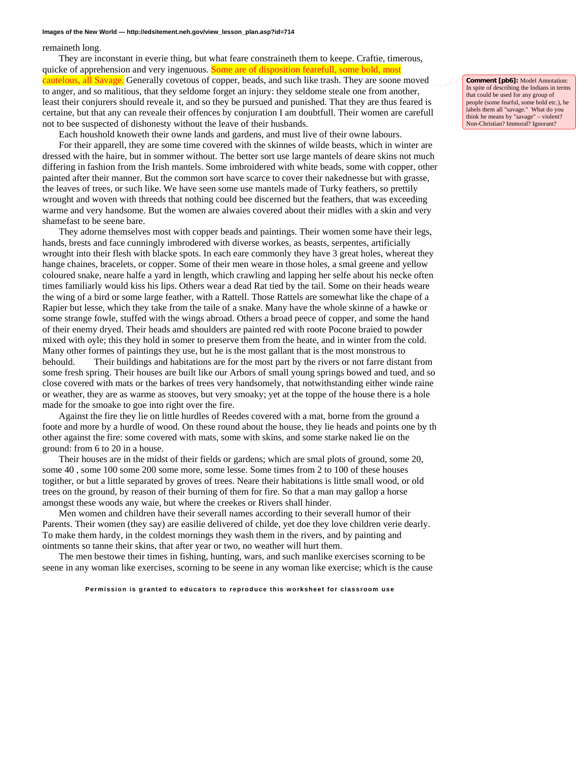remaineth long.

They are inconstant in everie thing, but what feare constraineth them to keepe. Craftie, timerous, quicke of apprehension and very ingenuous. Some are of disposition fearefull, some bold, most cautelous, all Savage. Generally covetous of copper, beads, and such like trash. They are soone moved to anger, and so malitious, that they seldome forget an injury: they seldome steale one from another, least their conjurers should reveale it, and so they be pursued and punished. That they are thus feared is certaine, but that any can reveale their offences by conjuration I am doubtfull. Their women are carefull not to bee suspected of dishonesty without the leave of their husbands.

> **Comment [pb6]:** Model Annotation: In spite of describing the Indians in terms that could be used for any group of people (some fearful, some bold etc.), he labels them all "savage." What do you think he means by "savage" – violent? Non-Christian? Immoral? Ignorant?

Each houshold knoweth their owne lands and gardens, and must live of their owne labours.

For their apparell, they are some time covered with the skinnes of wilde beasts, which in winter are dressed with the haire, but in sommer without. The better sort use large mantels of deare skins not much differing in fashion from the Irish mantels. Some imbroidered with white beads, some with copper, other painted after their manner. But the common sort have scarce to cover their nakednesse but with grasse, the leaves of trees, or such like. We have seen some use mantels made of Turky feathers, so prettily wrought and woven with threeds that nothing could bee discerned but the feathers, that was exceeding warme and very handsome. But the women are alwaies covered about their midles with a skin and very shamefast to be seene bare.

They adorne themselves most with copper beads and paintings. Their women some have their legs, hands, brests and face cunningly imbrodered with diverse workes, as beasts, serpentes, artificially wrought into their flesh with blacke spots. In each eare commonly they have 3 great holes, whereat they hange chaines, bracelets, or copper. Some of their men weare in those holes, a smal greene and yellow coloured snake, neare halfe a yard in length, which crawling and lapping her selfe about his necke often times familiarly would kiss his lips. Others wear a dead Rat tied by the tail. Some on their heads weare the wing of a bird or some large feather, with a Rattell. Those Rattels are somewhat like the chape of a Rapier but lesse, which they take from the taile of a snake. Many have the whole skinne of a hawke or some strange fowle, stuffed with the wings abroad. Others a broad peece of copper, and some the hand of their enemy dryed. Their heads amd shoulders are painted red with roote Pocone braied to powder mixed with oyle; this they hold in somer to preserve them from the heate, and in winter from the cold. Many other formes of paintings they use, but he is the most gallant that is the most monstrous to behould. Their buildings and habitations are for the most part by the rivers or not farre distant from some fresh spring. Their houses are built like our Arbors of small young springs bowed and tued, and so close covered with mats or the barkes of trees very handsomely, that notwithstanding either winde raine or weather, they are as warme as stooves, but very smoaky; yet at the toppe of the house there is a hole made for the smoake to goe into right over the fire.

Against the fire they lie on little hurdles of Reedes covered with a mat, borne from the ground a foote and more by a hurdle of wood. On these round about the house, they lie heads and points one by th other against the fire: some covered with mats, some with skins, and some starke naked lie on the ground: from 6 to 20 in a house.

Their houses are in the midst of their fields or gardens; which are smal plots of ground, some 20, some 40 , some 100 some 200 some more, some lesse. Some times from 2 to 100 of these houses togither, or but a little separated by groves of trees. Neare their habitations is little small wood, or old trees on the ground, by reason of their burning of them for fire. So that a man may gallop a horse amongst these woods any waie, but where the creekes or Rivers shall hinder.

Men women and children have their severall names according to their severall humor of their Parents. Their women (they say) are easilie delivered of childe, yet doe they love children verie dearly. To make them hardy, in the coldest mornings they wash them in the rivers, and by painting and ointments so tanne their skins, that after year or two, no weather will hurt them.

The men bestowe their times in fishing, hunting, wars, and such manlike exercises scorning to be seene in any woman like exercises, scorning to be seene in any woman like exercise; which is the cause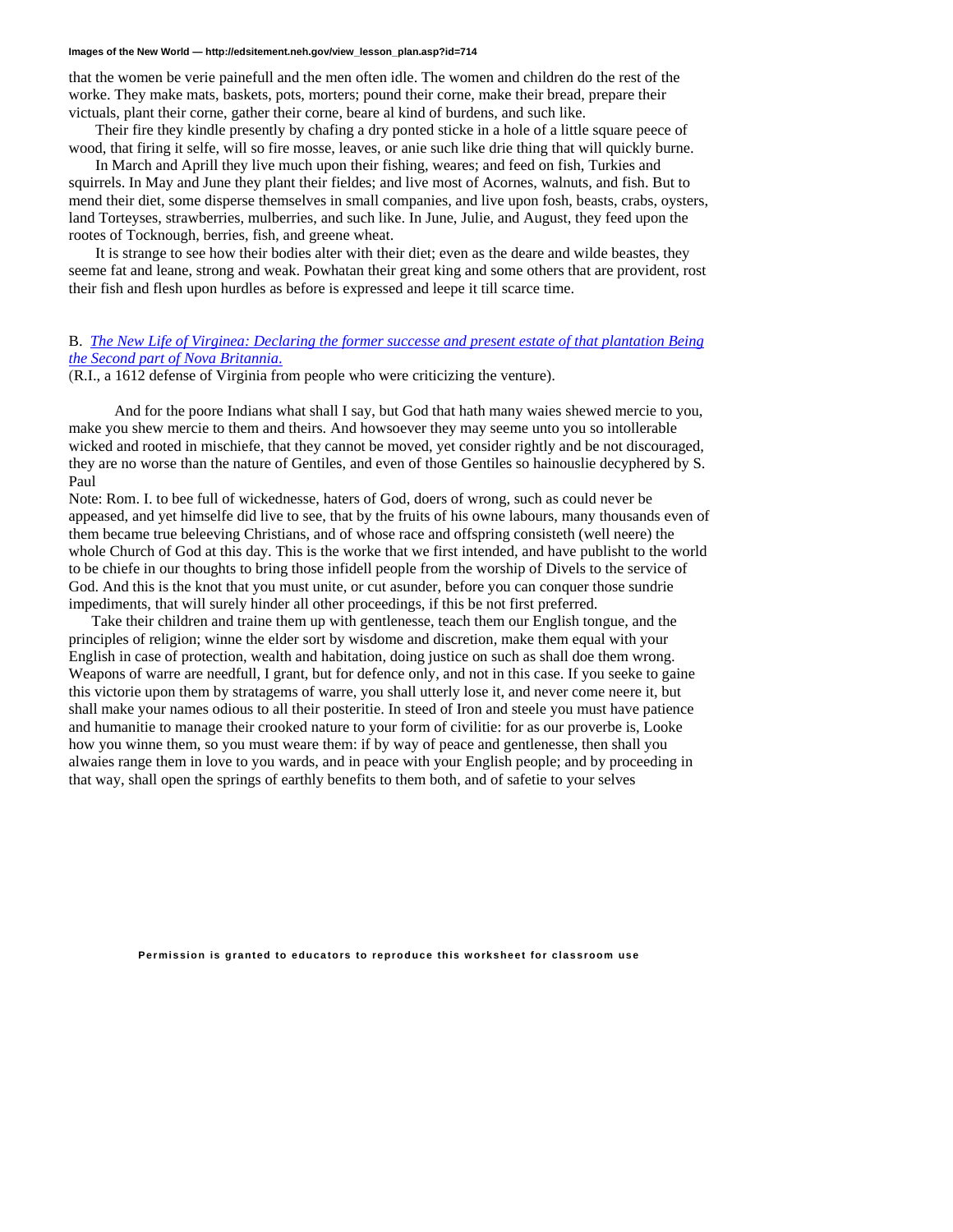that the women be verie painefull and the men often idle. The women and children do the rest of the worke. They make mats, baskets, pots, morters; pound their corne, make their bread, prepare their victuals, plant their corne, gather their corne, beare al kind of burdens, and such like.

Their fire they kindle presently by chafing a dry ponted sticke in a hole of a little square peece of wood, that firing it selfe, will so fire mosse, leaves, or anie such like drie thing that will quickly burne.

In March and Aprill they live much upon their fishing, weares; and feed on fish, Turkies and squirrels. In May and June they plant their fieldes; and live most of Acornes, walnuts, and fish. But to mend their diet, some disperse themselves in small companies, and live upon fosh, beasts, crabs, oysters, land Torteyses, strawberries, mulberries, and such like. In June, Julie, and August, they feed upon the rootes of Tocknough, berries, fish, and greene wheat.

It is strange to see how their bodies alter with their diet; even as the deare and wilde beastes, they seeme fat and leane, strong and weak. Powhatan their great king and some others that are provident, rost their fish and flesh upon hurdles as before is expressed and leepe it till scarce time.

B. *The New Life of Virginea: Declaring the former successe and present estate of that plantation Being the Second part of Nova Britannia.*
(R.I., a 1612 defense of Virginia from people who were criticizing the venture).

And for the poore Indians what shall I say, but God that hath many waies shewed mercie to you, make you shew mercie to them and theirs. And howsoever they may seeme unto you so intollerable wicked and rooted in mischiefe, that they cannot be moved, yet consider rightly and be not discouraged, they are no worse than the nature of Gentiles, and even of those Gentiles so hainouslie decyphered by S. Paul
Note: Rom. I. to bee full of wickednesse, haters of God, doers of wrong, such as could never be appeased, and yet himselfe did live to see, that by the fruits of his owne labours, many thousands even of them became true beleeving Christians, and of whose race and offspring consisteth (well neere) the whole Church of God at this day. This is the worke that we first intended, and have publisht to the world to be chiefe in our thoughts to bring those infidell people from the worship of Divels to the service of God. And this is the knot that you must unite, or cut asunder, before you can conquer those sundrie impediments, that will surely hinder all other proceedings, if this be not first preferred.

Take their children and traine them up with gentlenesse, teach them our English tongue, and the principles of religion; winne the elder sort by wisdome and discretion, make them equal with your English in case of protection, wealth and habitation, doing justice on such as shall doe them wrong. Weapons of warre are needfull, I grant, but for defence only, and not in this case. If you seeke to gaine this victorie upon them by stratagems of warre, you shall utterly lose it, and never come neere it, but shall make your names odious to all their posteritie. In steed of Iron and steele you must have patience and humanitie to manage their crooked nature to your form of civilitie: for as our proverbe is, Looke how you winne them, so you must weare them: if by way of peace and gentlenesse, then shall you alwaies range them in love to you wards, and in peace with your English people; and by proceeding in that way, shall open the springs of earthly benefits to them both, and of safetie to your selves